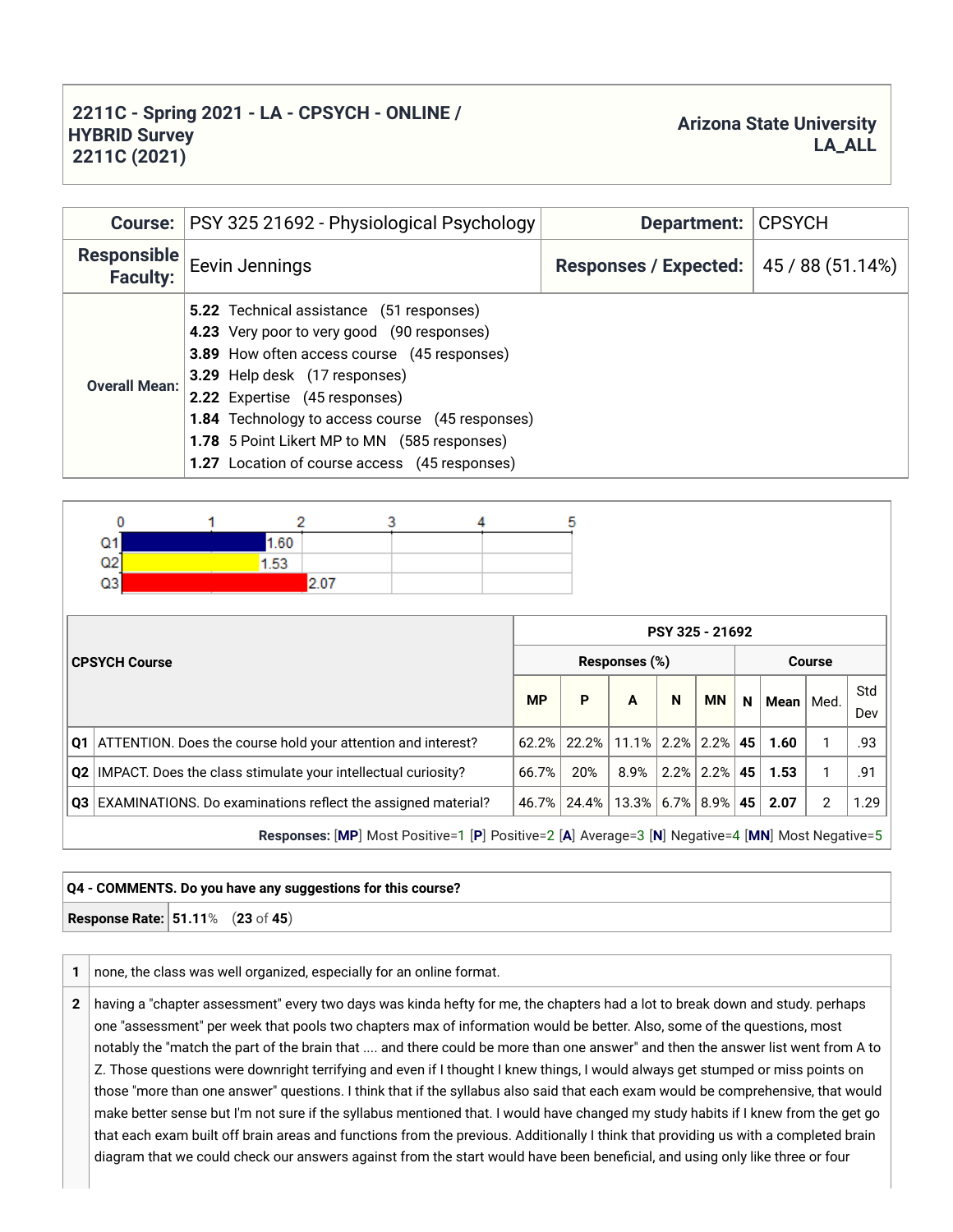# 2211C - Spring 2021 - LA - CPSYCH - ONLINE / HYBRID Survey
## 2211C (2021)

**Arizona State University**
**LA_ALL**

| **Course:** | PSY 325 21692 - Physiological Psychology | **Department:** | CPSYCH |
|---|---|---|---|
| **Responsible Faculty:** | Eevin Jennings | **Responses / Expected:** | 45 / 88 (51.14%) |

**Overall Mean:**

- **5.22** Technical assistance (51 responses)
- **4.23** Very poor to very good (90 responses)
- **3.89** How often access course (45 responses)
- **3.29** Help desk (17 responses)
- **2.22** Expertise (45 responses)
- **1.84** Technology to access course (45 responses)
- **1.78** 5 Point Likert MP to MN (585 responses)
- **1.27** Location of course access (45 responses)

Q1: 1.60
Q2: 1.53
Q3: 2.07

| **CPSYCH Course** | | PSY 325 - 21692 | | | | | | | | |
|---|---|---|---|---|---|---|---|---|---|---|
| | | Responses (%) | | | | | Course | | | |
| | | **MP** | **P** | **A** | **N** | **MN** | **N** | **Mean** | Med. | Std Dev |
| **Q1** | ATTENTION. Does the course hold your attention and interest? | 62.2% | 22.2% | 11.1% | 2.2% | 2.2% | **45** | **1.60** | 1 | .93 |
| **Q2** | IMPACT. Does the class stimulate your intellectual curiosity? | 66.7% | 20% | 8.9% | 2.2% | 2.2% | **45** | **1.53** | 1 | .91 |
| **Q3** | EXAMINATIONS. Do examinations reflect the assigned material? | 46.7% | 24.4% | 13.3% | 6.7% | 8.9% | **45** | **2.07** | 2 | 1.29 |

**Responses:** [**MP**] Most Positive=1 [**P**] Positive=2 [**A**] Average=3 [**N**] Negative=4 [**MN**] Most Negative=5

**Q4 - COMMENTS. Do you have any suggestions for this course?**

**Response Rate:** **51.11**% (**23** of **45**)

| | |
|---|---|
| **1** | none, the class was well organized, especially for an online format. |
| **2** | having a "chapter assessment" every two days was kinda hefty for me, the chapters had a lot to break down and study. perhaps one "assessment" per week that pools two chapters max of information would be better. Also, some of the questions, most notably the "match the part of the brain that .... and there could be more than one answer" and then the answer list went from A to Z. Those questions were downright terrifying and even if I thought I knew things, I would always get stumped or miss points on those "more than one answer" questions. I think that if the syllabus also said that each exam would be comprehensive, that would make better sense but I'm not sure if the syllabus mentioned that. I would have changed my study habits if I knew from the get go that each exam built off brain areas and functions from the previous. Additionally I think that providing us with a completed brain diagram that we could check our answers against from the start would have been beneficial, and using only like three or four |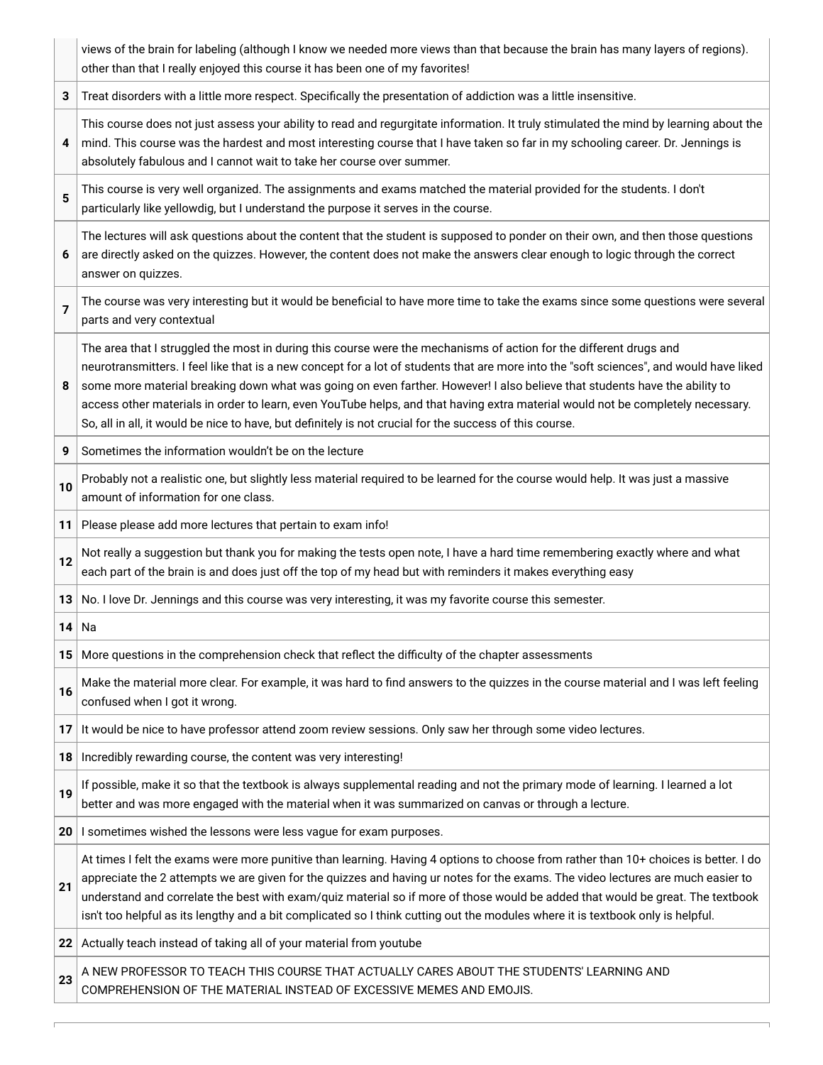| | |
|---|---|
| | views of the brain for labeling (although I know we needed more views than that because the brain has many layers of regions). other than that I really enjoyed this course it has been one of my favorites! |
| **3** | Treat disorders with a little more respect. Specifically the presentation of addiction was a little insensitive. |
| **4** | This course does not just assess your ability to read and regurgitate information. It truly stimulated the mind by learning about the mind. This course was the hardest and most interesting course that I have taken so far in my schooling career. Dr. Jennings is absolutely fabulous and I cannot wait to take her course over summer. |
| **5** | This course is very well organized. The assignments and exams matched the material provided for the students. I don't particularly like yellowdig, but I understand the purpose it serves in the course. |
| **6** | The lectures will ask questions about the content that the student is supposed to ponder on their own, and then those questions are directly asked on the quizzes. However, the content does not make the answers clear enough to logic through the correct answer on quizzes. |
| **7** | The course was very interesting but it would be beneficial to have more time to take the exams since some questions were several parts and very contextual |
| **8** | The area that I struggled the most in during this course were the mechanisms of action for the different drugs and neurotransmitters. I feel like that is a new concept for a lot of students that are more into the "soft sciences", and would have liked some more material breaking down what was going on even farther. However! I also believe that students have the ability to access other materials in order to learn, even YouTube helps, and that having extra material would not be completely necessary. So, all in all, it would be nice to have, but definitely is not crucial for the success of this course. |
| **9** | Sometimes the information wouldn't be on the lecture |
| **10** | Probably not a realistic one, but slightly less material required to be learned for the course would help. It was just a massive amount of information for one class. |
| **11** | Please please add more lectures that pertain to exam info! |
| **12** | Not really a suggestion but thank you for making the tests open note, I have a hard time remembering exactly where and what each part of the brain is and does just off the top of my head but with reminders it makes everything easy |
| **13** | No. I love Dr. Jennings and this course was very interesting, it was my favorite course this semester. |
| **14** | Na |
| **15** | More questions in the comprehension check that reflect the difficulty of the chapter assessments |
| **16** | Make the material more clear. For example, it was hard to find answers to the quizzes in the course material and I was left feeling confused when I got it wrong. |
| **17** | It would be nice to have professor attend zoom review sessions. Only saw her through some video lectures. |
| **18** | Incredibly rewarding course, the content was very interesting! |
| **19** | If possible, make it so that the textbook is always supplemental reading and not the primary mode of learning. I learned a lot better and was more engaged with the material when it was summarized on canvas or through a lecture. |
| **20** | I sometimes wished the lessons were less vague for exam purposes. |
| **21** | At times I felt the exams were more punitive than learning. Having 4 options to choose from rather than 10+ choices is better. I do appreciate the 2 attempts we are given for the quizzes and having ur notes for the exams. The video lectures are much easier to understand and correlate the best with exam/quiz material so if more of those would be added that would be great. The textbook isn't too helpful as its lengthy and a bit complicated so I think cutting out the modules where it is textbook only is helpful. |
| **22** | Actually teach instead of taking all of your material from youtube |
| **23** | A NEW PROFESSOR TO TEACH THIS COURSE THAT ACTUALLY CARES ABOUT THE STUDENTS' LEARNING AND COMPREHENSION OF THE MATERIAL INSTEAD OF EXCESSIVE MEMES AND EMOJIS. |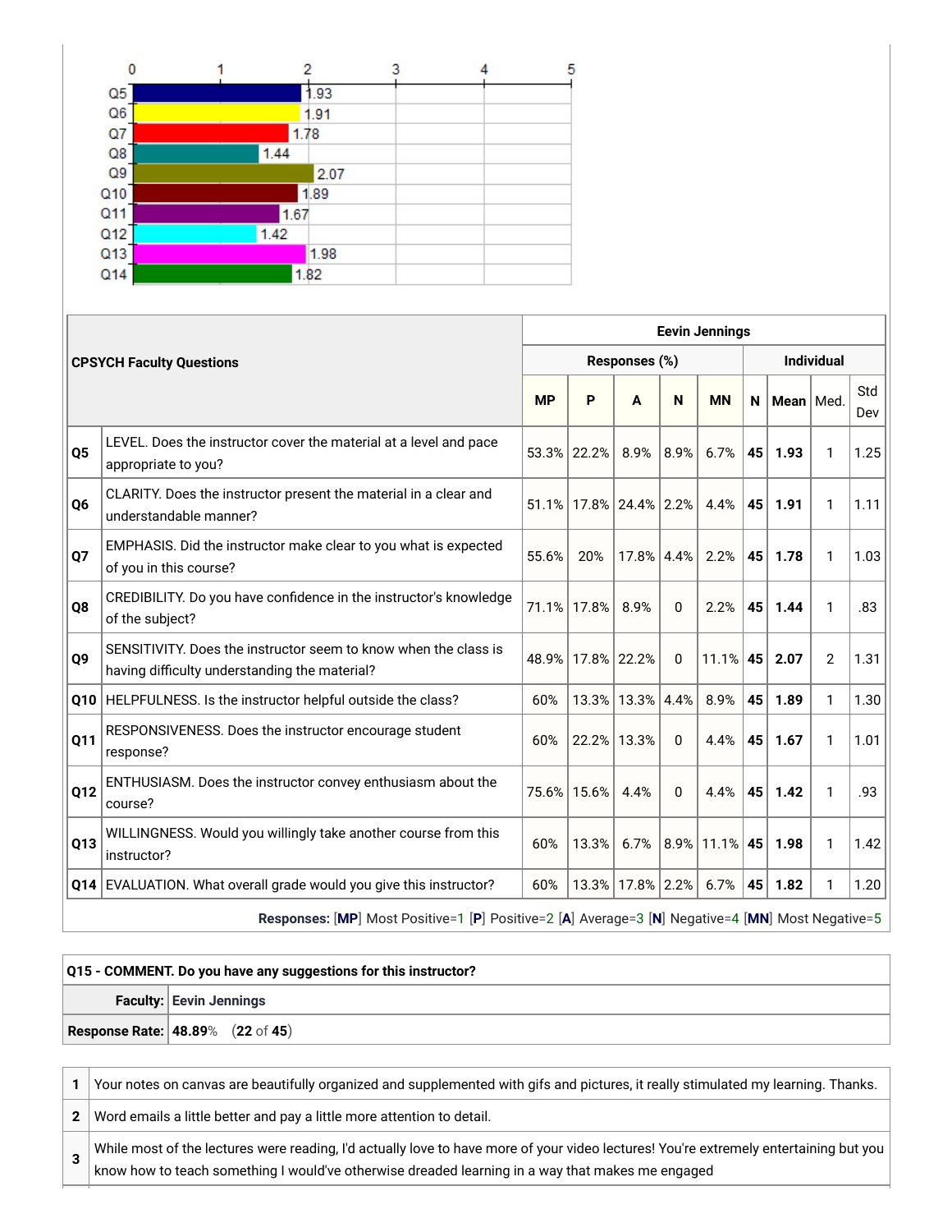| Question | Mean |
|---|---|
| Q5 | 1.93 |
| Q6 | 1.91 |
| Q7 | 1.78 |
| Q8 | 1.44 |
| Q9 | 2.07 |
| Q10 | 1.89 |
| Q11 | 1.67 |
| Q12 | 1.42 |
| Q13 | 1.98 |
| Q14 | 1.82 |

| **CPSYCH Faculty Questions** | | **Eevin Jennings** | | | | | | | | |
|---|---|---|---|---|---|---|---|---|---|---|
| | | **Responses (%)** | | | | | **Individual** | | | |
| | | **MP** | **P** | **A** | **N** | **MN** | **N** | **Mean** | Med. | Std Dev |
| **Q5** | LEVEL. Does the instructor cover the material at a level and pace appropriate to you? | 53.3% | 22.2% | 8.9% | 8.9% | 6.7% | **45** | **1.93** | 1 | 1.25 |
| **Q6** | CLARITY. Does the instructor present the material in a clear and understandable manner? | 51.1% | 17.8% | 24.4% | 2.2% | 4.4% | **45** | **1.91** | 1 | 1.11 |
| **Q7** | EMPHASIS. Did the instructor make clear to you what is expected of you in this course? | 55.6% | 20% | 17.8% | 4.4% | 2.2% | **45** | **1.78** | 1 | 1.03 |
| **Q8** | CREDIBILITY. Do you have confidence in the instructor's knowledge of the subject? | 71.1% | 17.8% | 8.9% | 0 | 2.2% | **45** | **1.44** | 1 | .83 |
| **Q9** | SENSITIVITY. Does the instructor seem to know when the class is having difficulty understanding the material? | 48.9% | 17.8% | 22.2% | 0 | 11.1% | **45** | **2.07** | 2 | 1.31 |
| **Q10** | HELPFULNESS. Is the instructor helpful outside the class? | 60% | 13.3% | 13.3% | 4.4% | 8.9% | **45** | **1.89** | 1 | 1.30 |
| **Q11** | RESPONSIVENESS. Does the instructor encourage student response? | 60% | 22.2% | 13.3% | 0 | 4.4% | **45** | **1.67** | 1 | 1.01 |
| **Q12** | ENTHUSIASM. Does the instructor convey enthusiasm about the course? | 75.6% | 15.6% | 4.4% | 0 | 4.4% | **45** | **1.42** | 1 | .93 |
| **Q13** | WILLINGNESS. Would you willingly take another course from this instructor? | 60% | 13.3% | 6.7% | 8.9% | 11.1% | **45** | **1.98** | 1 | 1.42 |
| **Q14** | EVALUATION. What overall grade would you give this instructor? | 60% | 13.3% | 17.8% | 2.2% | 6.7% | **45** | **1.82** | 1 | 1.20 |

**Responses:** [**MP**] Most Positive=1 [**P**] Positive=2 [**A**] Average=3 [**N**] Negative=4 [**MN**] Most Negative=5

| **Q15 - COMMENT. Do you have any suggestions for this instructor?** | |
|---|---|
| **Faculty:** | **Eevin Jennings** |
| **Response Rate:** | **48.89**% (**22** of **45**) |

| | |
|---|---|
| **1** | Your notes on canvas are beautifully organized and supplemented with gifs and pictures, it really stimulated my learning. Thanks. |
| **2** | Word emails a little better and pay a little more attention to detail. |
| **3** | While most of the lectures were reading, I'd actually love to have more of your video lectures! You're extremely entertaining but you know how to teach something I would've otherwise dreaded learning in a way that makes me engaged |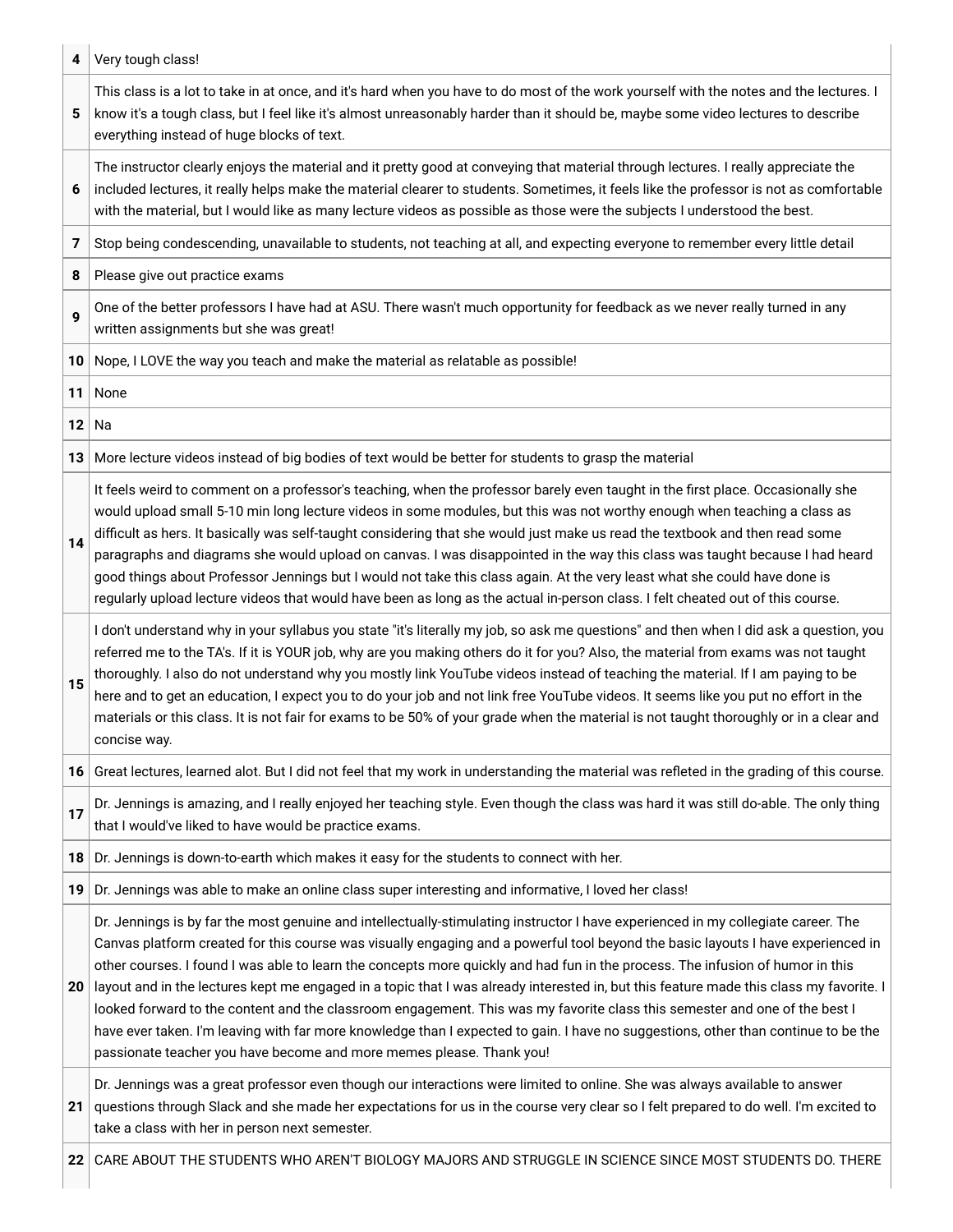| | |
|---|---|
| 4 | Very tough class! |
| 5 | This class is a lot to take in at once, and it's hard when you have to do most of the work yourself with the notes and the lectures. I know it's a tough class, but I feel like it's almost unreasonably harder than it should be, maybe some video lectures to describe everything instead of huge blocks of text. |
| 6 | The instructor clearly enjoys the material and it pretty good at conveying that material through lectures. I really appreciate the included lectures, it really helps make the material clearer to students. Sometimes, it feels like the professor is not as comfortable with the material, but I would like as many lecture videos as possible as those were the subjects I understood the best. |
| 7 | Stop being condescending, unavailable to students, not teaching at all, and expecting everyone to remember every little detail |
| 8 | Please give out practice exams |
| 9 | One of the better professors I have had at ASU. There wasn't much opportunity for feedback as we never really turned in any written assignments but she was great! |
| 10 | Nope, I LOVE the way you teach and make the material as relatable as possible! |
| 11 | None |
| 12 | Na |
| 13 | More lecture videos instead of big bodies of text would be better for students to grasp the material |
| 14 | It feels weird to comment on a professor's teaching, when the professor barely even taught in the first place. Occasionally she would upload small 5-10 min long lecture videos in some modules, but this was not worthy enough when teaching a class as difficult as hers. It basically was self-taught considering that she would just make us read the textbook and then read some paragraphs and diagrams she would upload on canvas. I was disappointed in the way this class was taught because I had heard good things about Professor Jennings but I would not take this class again. At the very least what she could have done is regularly upload lecture videos that would have been as long as the actual in-person class. I felt cheated out of this course. |
| 15 | I don't understand why in your syllabus you state "it's literally my job, so ask me questions" and then when I did ask a question, you referred me to the TA's. If it is YOUR job, why are you making others do it for you? Also, the material from exams was not taught thoroughly. I also do not understand why you mostly link YouTube videos instead of teaching the material. If I am paying to be here and to get an education, I expect you to do your job and not link free YouTube videos. It seems like you put no effort in the materials or this class. It is not fair for exams to be 50% of your grade when the material is not taught thoroughly or in a clear and concise way. |
| 16 | Great lectures, learned alot. But I did not feel that my work in understanding the material was refleted in the grading of this course. |
| 17 | Dr. Jennings is amazing, and I really enjoyed her teaching style. Even though the class was hard it was still do-able. The only thing that I would've liked to have would be practice exams. |
| 18 | Dr. Jennings is down-to-earth which makes it easy for the students to connect with her. |
| 19 | Dr. Jennings was able to make an online class super interesting and informative, I loved her class! |
| 20 | Dr. Jennings is by far the most genuine and intellectually-stimulating instructor I have experienced in my collegiate career. The Canvas platform created for this course was visually engaging and a powerful tool beyond the basic layouts I have experienced in other courses. I found I was able to learn the concepts more quickly and had fun in the process. The infusion of humor in this layout and in the lectures kept me engaged in a topic that I was already interested in, but this feature made this class my favorite. I looked forward to the content and the classroom engagement. This was my favorite class this semester and one of the best I have ever taken. I'm leaving with far more knowledge than I expected to gain. I have no suggestions, other than continue to be the passionate teacher you have become and more memes please. Thank you! |
| 21 | Dr. Jennings was a great professor even though our interactions were limited to online. She was always available to answer questions through Slack and she made her expectations for us in the course very clear so I felt prepared to do well. I'm excited to take a class with her in person next semester. |
| 22 | CARE ABOUT THE STUDENTS WHO AREN'T BIOLOGY MAJORS AND STRUGGLE IN SCIENCE SINCE MOST STUDENTS DO. THERE |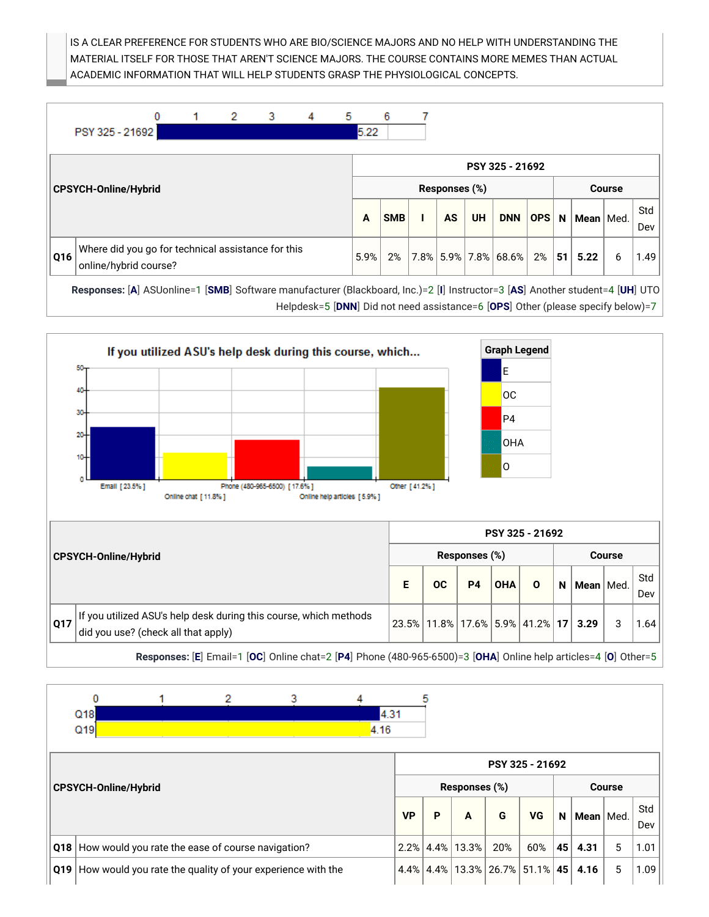IS A CLEAR PREFERENCE FOR STUDENTS WHO ARE BIO/SCIENCE MAJORS AND NO HELP WITH UNDERSTANDING THE MATERIAL ITSELF FOR THOSE THAT AREN'T SCIENCE MAJORS. THE COURSE CONTAINS MORE MEMES THAN ACTUAL ACADEMIC INFORMATION THAT WILL HELP STUDENTS GRASP THE PHYSIOLOGICAL CONCEPTS.

PSY 325 - 21692: 5.22

| CPSYCH-Online/Hybrid | | PSY 325 - 21692 | | | | | | | | | | |
|---|---|---|---|---|---|---|---|---|---|---|---|---|
| | | Responses (%) | | | | | | | Course | | | |
| | | A | SMB | I | AS | UH | DNN | OPS | N | Mean | Med. | Std Dev |
| Q16 | Where did you go for technical assistance for this online/hybrid course? | 5.9% | 2% | 7.8% | 5.9% | 7.8% | 68.6% | 2% | 51 | 5.22 | 6 | 1.49 |

**Responses:** [**A**] ASUonline=1 [**SMB**] Software manufacturer (Blackboard, Inc.)=2 [**I**] Instructor=3 [**AS**] Another student=4 [**UH**] UTO Helpdesk=5 [**DNN**] Did not need assistance=6 [**OPS**] Other (please specify below)=7

**If you utilized ASU's help desk during this course, which...**

Email [23.5%], Online chat [11.8%], Phone (480-965-6500) [17.6%], Online help articles [5.9%], Other [41.2%]

Graph Legend: E, OC, P4, OHA, O

| CPSYCH-Online/Hybrid | | PSY 325 - 21692 | | | | | | | | |
|---|---|---|---|---|---|---|---|---|---|---|
| | | Responses (%) | | | | | Course | | | |
| | | E | OC | P4 | OHA | O | N | Mean | Med. | Std Dev |
| Q17 | If you utilized ASU's help desk during this course, which methods did you use? (check all that apply) | 23.5% | 11.8% | 17.6% | 5.9% | 41.2% | 17 | 3.29 | 3 | 1.64 |

**Responses:** [**E**] Email=1 [**OC**] Online chat=2 [**P4**] Phone (480-965-6500)=3 [**OHA**] Online help articles=4 [**O**] Other=5

Q18: 4.31
Q19: 4.16

| CPSYCH-Online/Hybrid | | PSY 325 - 21692 | | | | | | | | |
|---|---|---|---|---|---|---|---|---|---|---|
| | | Responses (%) | | | | | Course | | | |
| | | VP | P | A | G | VG | N | Mean | Med. | Std Dev |
| Q18 | How would you rate the ease of course navigation? | 2.2% | 4.4% | 13.3% | 20% | 60% | 45 | 4.31 | 5 | 1.01 |
| Q19 | How would you rate the quality of your experience with the | 4.4% | 4.4% | 13.3% | 26.7% | 51.1% | 45 | 4.16 | 5 | 1.09 |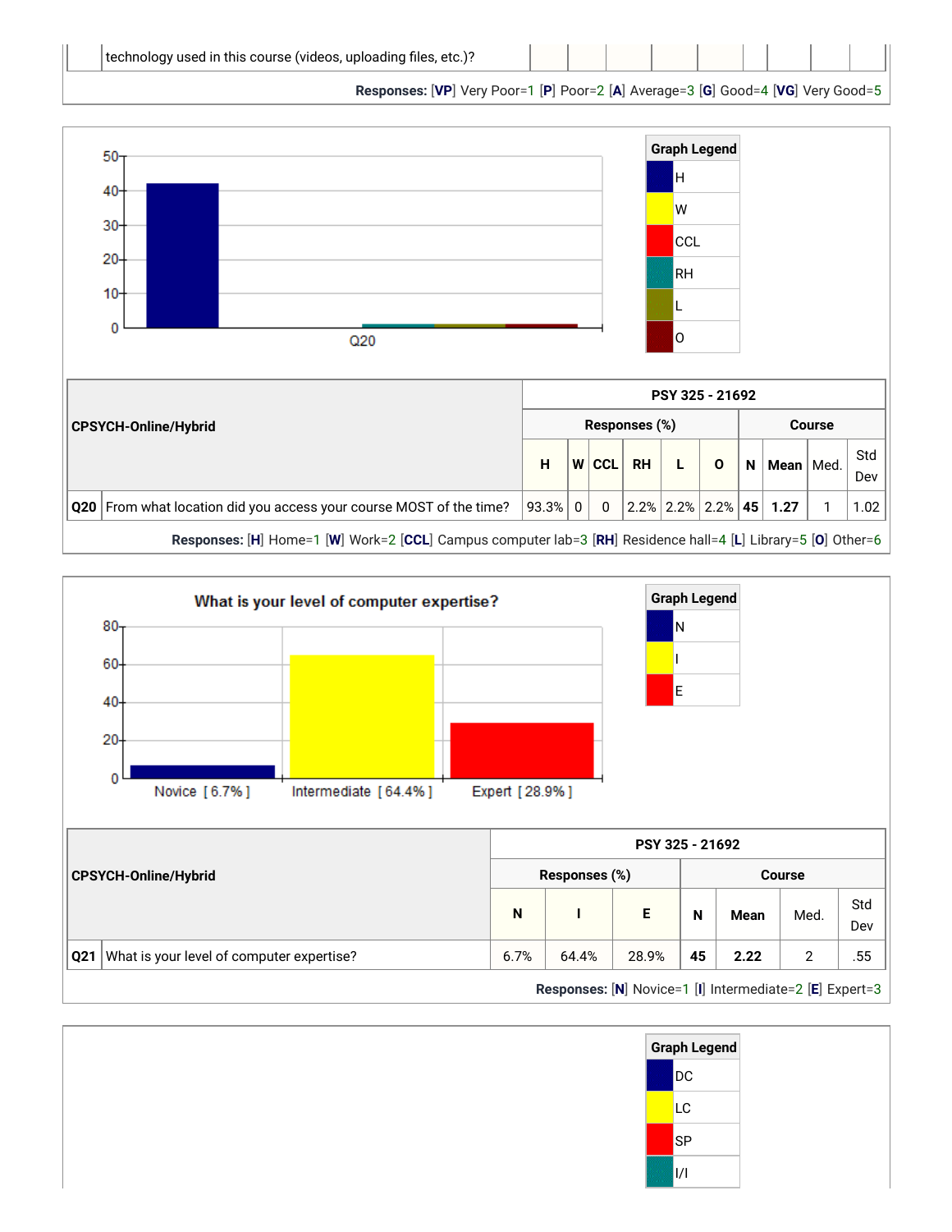| | technology used in this course (videos, uploading files, etc.)? | | | | | | | | | |
|---|---|---|---|---|---|---|---|---|---|---|

**Responses:** [**VP**] Very Poor=1 [**P**] Poor=2 [**A**] Average=3 [**G**] Good=4 [**VG**] Very Good=5

| Graph Legend |
|---|
| H |
| W |
| CCL |
| RH |
| L |
| O |

| **CPSYCH-Online/Hybrid** | | **PSY 325 - 21692** | | | | | | | | | |
|---|---|---|---|---|---|---|---|---|---|---|---|
| | | **Responses (%)** | | | | | | **Course** | | | |
| | | **H** | **W** | **CCL** | **RH** | **L** | **O** | **N** | **Mean** | Med. | Std Dev |
| **Q20** | From what location did you access your course MOST of the time? | 93.3% | 0 | 0 | 2.2% | 2.2% | 2.2% | **45** | **1.27** | 1 | 1.02 |

**Responses:** [**H**] Home=1 [**W**] Work=2 [**CCL**] Campus computer lab=3 [**RH**] Residence hall=4 [**L**] Library=5 [**O**] Other=6

**What is your level of computer expertise?**

Novice [ 6.7% ] Intermediate [ 64.4% ] Expert [ 28.9% ]

| Graph Legend |
|---|
| N |
| I |
| E |

| **CPSYCH-Online/Hybrid** | | **PSY 325 - 21692** | | | | | | |
|---|---|---|---|---|---|---|---|---|
| | | **Responses (%)** | | | **Course** | | | |
| | | **N** | **I** | **E** | **N** | **Mean** | Med. | Std Dev |
| **Q21** | What is your level of computer expertise? | 6.7% | 64.4% | 28.9% | **45** | **2.22** | 2 | .55 |

**Responses:** [**N**] Novice=1 [**I**] Intermediate=2 [**E**] Expert=3

| Graph Legend |
|---|
| DC |
| LC |
| SP |
| I/I |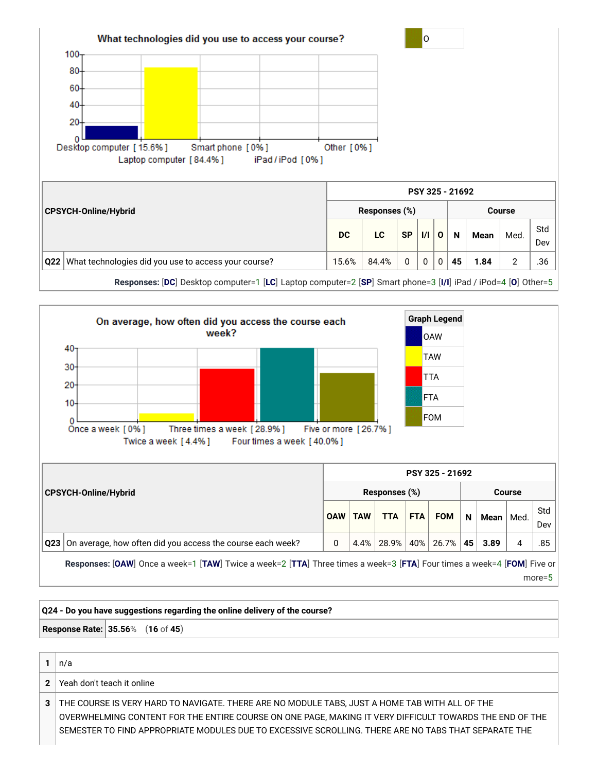**What technologies did you use to access your course?**

Desktop computer [ 15.6% ] Laptop computer [ 84.4% ] Smart phone [ 0% ] iPad / iPod [ 0% ] Other [ 0% ]

O

| CPSYCH-Online/Hybrid | | PSY 325 - 21692 | | | | | | | | |
|---|---|---|---|---|---|---|---|---|---|---|
| | | Responses (%) | | | | | Course | | | |
| | | DC | LC | SP | I/I | O | N | Mean | Med. | Std Dev |
| Q22 | What technologies did you use to access your course? | 15.6% | 84.4% | 0 | 0 | 0 | 45 | 1.84 | 2 | .36 |

**Responses:** [DC] Desktop computer=1 [LC] Laptop computer=2 [SP] Smart phone=3 [I/I] iPad / iPod=4 [O] Other=5

**On average, how often did you access the course each week?**

Once a week [ 0% ] Twice a week [ 4.4% ] Three times a week [ 28.9% ] Four times a week [ 40.0% ] Five or more [ 26.7% ]

Graph Legend: OAW, TAW, TTA, FTA, FOM

| CPSYCH-Online/Hybrid | | PSY 325 - 21692 | | | | | | | | |
|---|---|---|---|---|---|---|---|---|---|---|
| | | Responses (%) | | | | | Course | | | |
| | | OAW | TAW | TTA | FTA | FOM | N | Mean | Med. | Std Dev |
| Q23 | On average, how often did you access the course each week? | 0 | 4.4% | 28.9% | 40% | 26.7% | 45 | 3.89 | 4 | .85 |

**Responses:** [OAW] Once a week=1 [TAW] Twice a week=2 [TTA] Three times a week=3 [FTA] Four times a week=4 [FOM] Five or more=5

| Q24 - Do you have suggestions regarding the online delivery of the course? | |
|---|---|
| **Response Rate:** | **35.56**% (**16** of **45**) |

| | |
|---|---|
| 1 | n/a |
| 2 | Yeah don't teach it online |
| 3 | THE COURSE IS VERY HARD TO NAVIGATE. THERE ARE NO MODULE TABS, JUST A HOME TAB WITH ALL OF THE OVERWHELMING CONTENT FOR THE ENTIRE COURSE ON ONE PAGE, MAKING IT VERY DIFFICULT TOWARDS THE END OF THE SEMESTER TO FIND APPROPRIATE MODULES DUE TO EXCESSIVE SCROLLING. THERE ARE NO TABS THAT SEPARATE THE |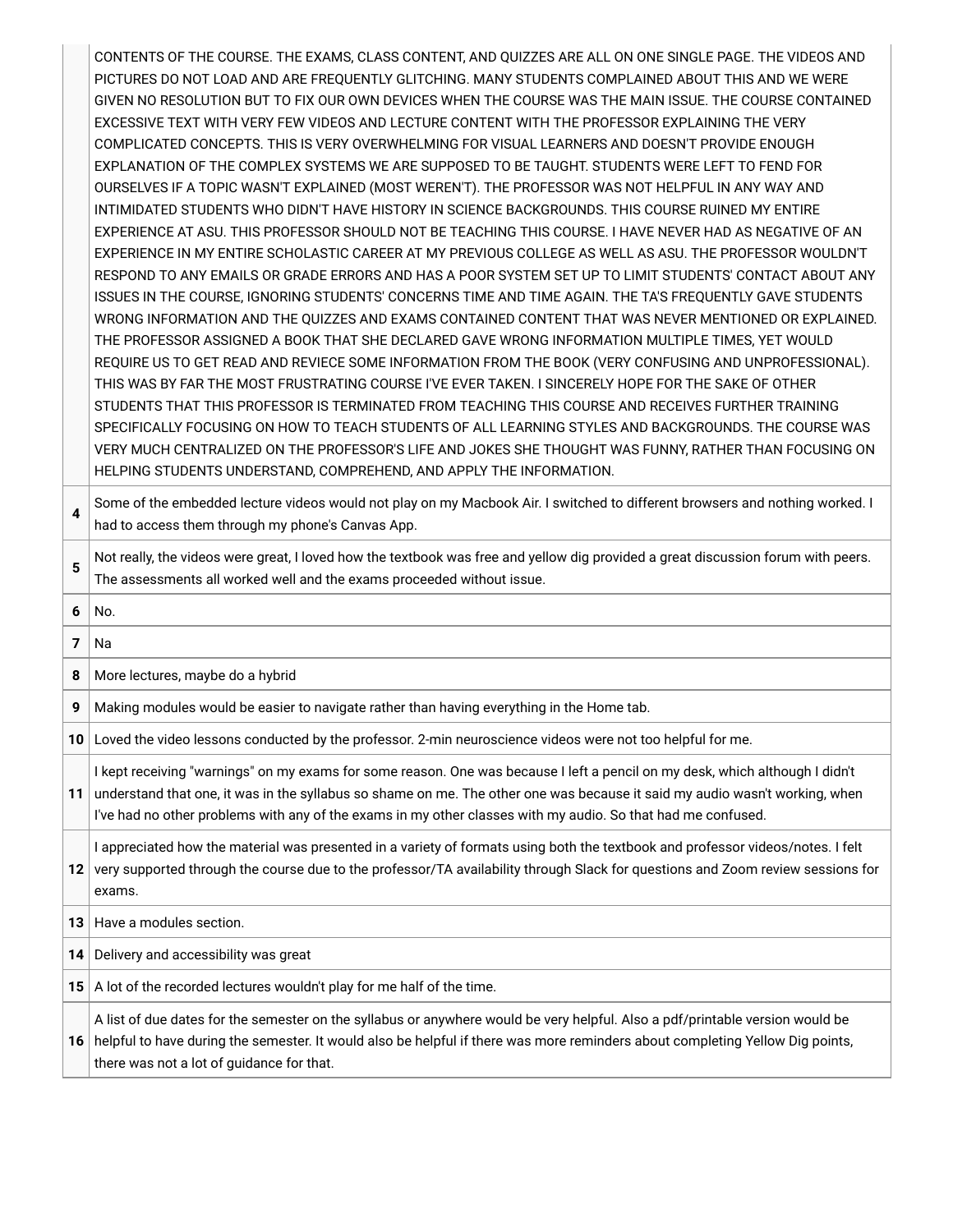| | |
|---|---|
| | CONTENTS OF THE COURSE. THE EXAMS, CLASS CONTENT, AND QUIZZES ARE ALL ON ONE SINGLE PAGE. THE VIDEOS AND PICTURES DO NOT LOAD AND ARE FREQUENTLY GLITCHING. MANY STUDENTS COMPLAINED ABOUT THIS AND WE WERE GIVEN NO RESOLUTION BUT TO FIX OUR OWN DEVICES WHEN THE COURSE WAS THE MAIN ISSUE. THE COURSE CONTAINED EXCESSIVE TEXT WITH VERY FEW VIDEOS AND LECTURE CONTENT WITH THE PROFESSOR EXPLAINING THE VERY COMPLICATED CONCEPTS. THIS IS VERY OVERWHELMING FOR VISUAL LEARNERS AND DOESN'T PROVIDE ENOUGH EXPLANATION OF THE COMPLEX SYSTEMS WE ARE SUPPOSED TO BE TAUGHT. STUDENTS WERE LEFT TO FEND FOR OURSELVES IF A TOPIC WASN'T EXPLAINED (MOST WEREN'T). THE PROFESSOR WAS NOT HELPFUL IN ANY WAY AND INTIMIDATED STUDENTS WHO DIDN'T HAVE HISTORY IN SCIENCE BACKGROUNDS. THIS COURSE RUINED MY ENTIRE EXPERIENCE AT ASU. THIS PROFESSOR SHOULD NOT BE TEACHING THIS COURSE. I HAVE NEVER HAD AS NEGATIVE OF AN EXPERIENCE IN MY ENTIRE SCHOLASTIC CAREER AT MY PREVIOUS COLLEGE AS WELL AS ASU. THE PROFESSOR WOULDN'T RESPOND TO ANY EMAILS OR GRADE ERRORS AND HAS A POOR SYSTEM SET UP TO LIMIT STUDENTS' CONTACT ABOUT ANY ISSUES IN THE COURSE, IGNORING STUDENTS' CONCERNS TIME AND TIME AGAIN. THE TA'S FREQUENTLY GAVE STUDENTS WRONG INFORMATION AND THE QUIZZES AND EXAMS CONTAINED CONTENT THAT WAS NEVER MENTIONED OR EXPLAINED. THE PROFESSOR ASSIGNED A BOOK THAT SHE DECLARED GAVE WRONG INFORMATION MULTIPLE TIMES, YET WOULD REQUIRE US TO GET READ AND REVIECE SOME INFORMATION FROM THE BOOK (VERY CONFUSING AND UNPROFESSIONAL). THIS WAS BY FAR THE MOST FRUSTRATING COURSE I'VE EVER TAKEN. I SINCERELY HOPE FOR THE SAKE OF OTHER STUDENTS THAT THIS PROFESSOR IS TERMINATED FROM TEACHING THIS COURSE AND RECEIVES FURTHER TRAINING SPECIFICALLY FOCUSING ON HOW TO TEACH STUDENTS OF ALL LEARNING STYLES AND BACKGROUNDS. THE COURSE WAS VERY MUCH CENTRALIZED ON THE PROFESSOR'S LIFE AND JOKES SHE THOUGHT WAS FUNNY, RATHER THAN FOCUSING ON HELPING STUDENTS UNDERSTAND, COMPREHEND, AND APPLY THE INFORMATION. |
| **4** | Some of the embedded lecture videos would not play on my Macbook Air. I switched to different browsers and nothing worked. I had to access them through my phone's Canvas App. |
| **5** | Not really, the videos were great, I loved how the textbook was free and yellow dig provided a great discussion forum with peers. The assessments all worked well and the exams proceeded without issue. |
| **6** | No. |
| **7** | Na |
| **8** | More lectures, maybe do a hybrid |
| **9** | Making modules would be easier to navigate rather than having everything in the Home tab. |
| **10** | Loved the video lessons conducted by the professor. 2-min neuroscience videos were not too helpful for me. |
| **11** | I kept receiving "warnings" on my exams for some reason. One was because I left a pencil on my desk, which although I didn't understand that one, it was in the syllabus so shame on me. The other one was because it said my audio wasn't working, when I've had no other problems with any of the exams in my other classes with my audio. So that had me confused. |
| **12** | I appreciated how the material was presented in a variety of formats using both the textbook and professor videos/notes. I felt very supported through the course due to the professor/TA availability through Slack for questions and Zoom review sessions for exams. |
| **13** | Have a modules section. |
| **14** | Delivery and accessibility was great |
| **15** | A lot of the recorded lectures wouldn't play for me half of the time. |
| **16** | A list of due dates for the semester on the syllabus or anywhere would be very helpful. Also a pdf/printable version would be helpful to have during the semester. It would also be helpful if there was more reminders about completing Yellow Dig points, there was not a lot of guidance for that. |